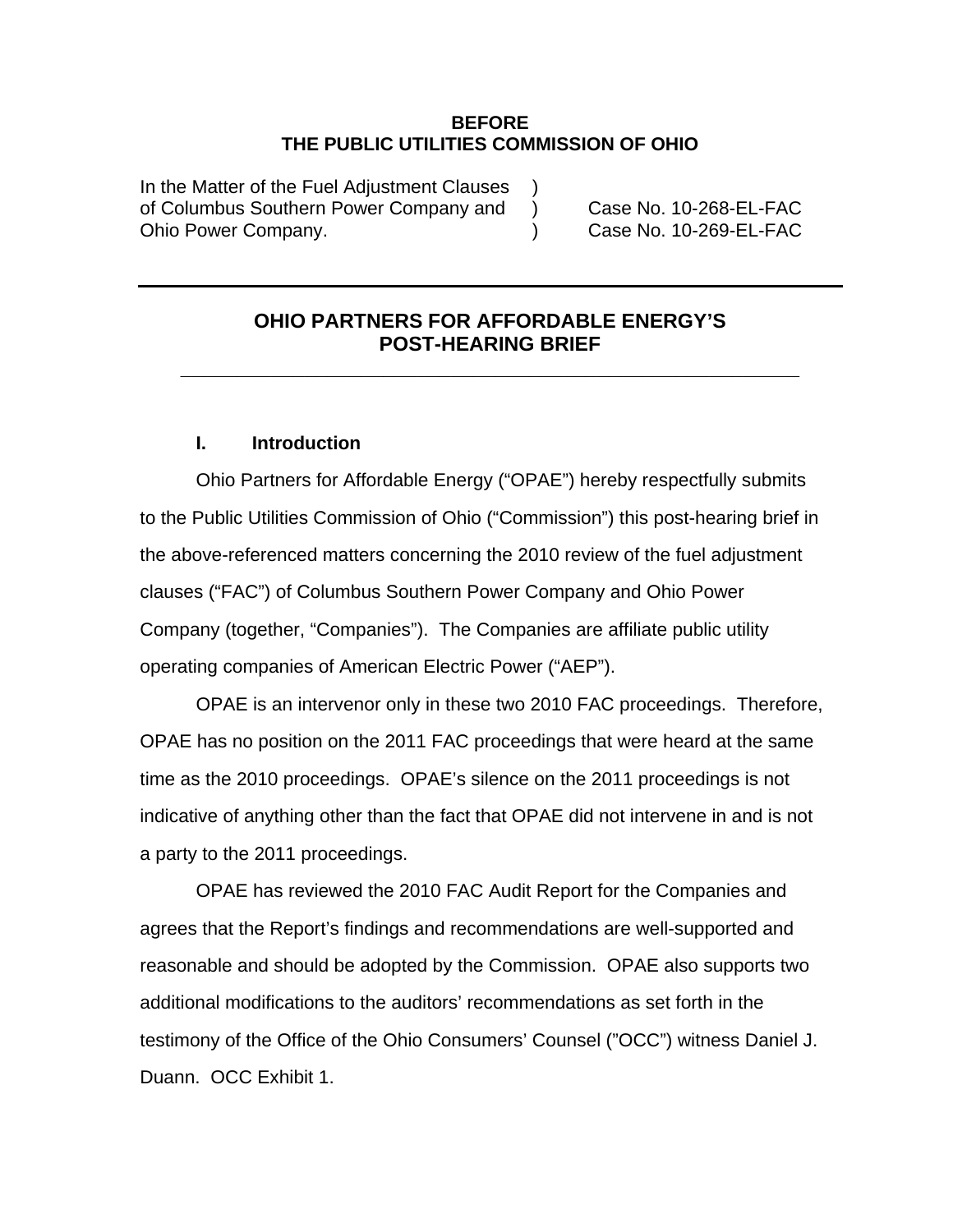**BEFORE**
**THE PUBLIC UTILITIES COMMISSION OF OHIO**

| | | |
|---|---|---|
| In the Matter of the Fuel Adjustment Clauses | ) | |
| of Columbus Southern Power Company and | ) | Case No. 10-268-EL-FAC |
| Ohio Power Company. | ) | Case No. 10-269-EL-FAC |

---

# OHIO PARTNERS FOR AFFORDABLE ENERGY'S POST-HEARING BRIEF

---

## I. Introduction

Ohio Partners for Affordable Energy ("OPAE") hereby respectfully submits to the Public Utilities Commission of Ohio ("Commission") this post-hearing brief in the above-referenced matters concerning the 2010 review of the fuel adjustment clauses ("FAC") of Columbus Southern Power Company and Ohio Power Company (together, "Companies"). The Companies are affiliate public utility operating companies of American Electric Power ("AEP").

OPAE is an intervenor only in these two 2010 FAC proceedings. Therefore, OPAE has no position on the 2011 FAC proceedings that were heard at the same time as the 2010 proceedings. OPAE's silence on the 2011 proceedings is not indicative of anything other than the fact that OPAE did not intervene in and is not a party to the 2011 proceedings.

OPAE has reviewed the 2010 FAC Audit Report for the Companies and agrees that the Report's findings and recommendations are well-supported and reasonable and should be adopted by the Commission. OPAE also supports two additional modifications to the auditors' recommendations as set forth in the testimony of the Office of the Ohio Consumers' Counsel ("OCC") witness Daniel J. Duann. OCC Exhibit 1.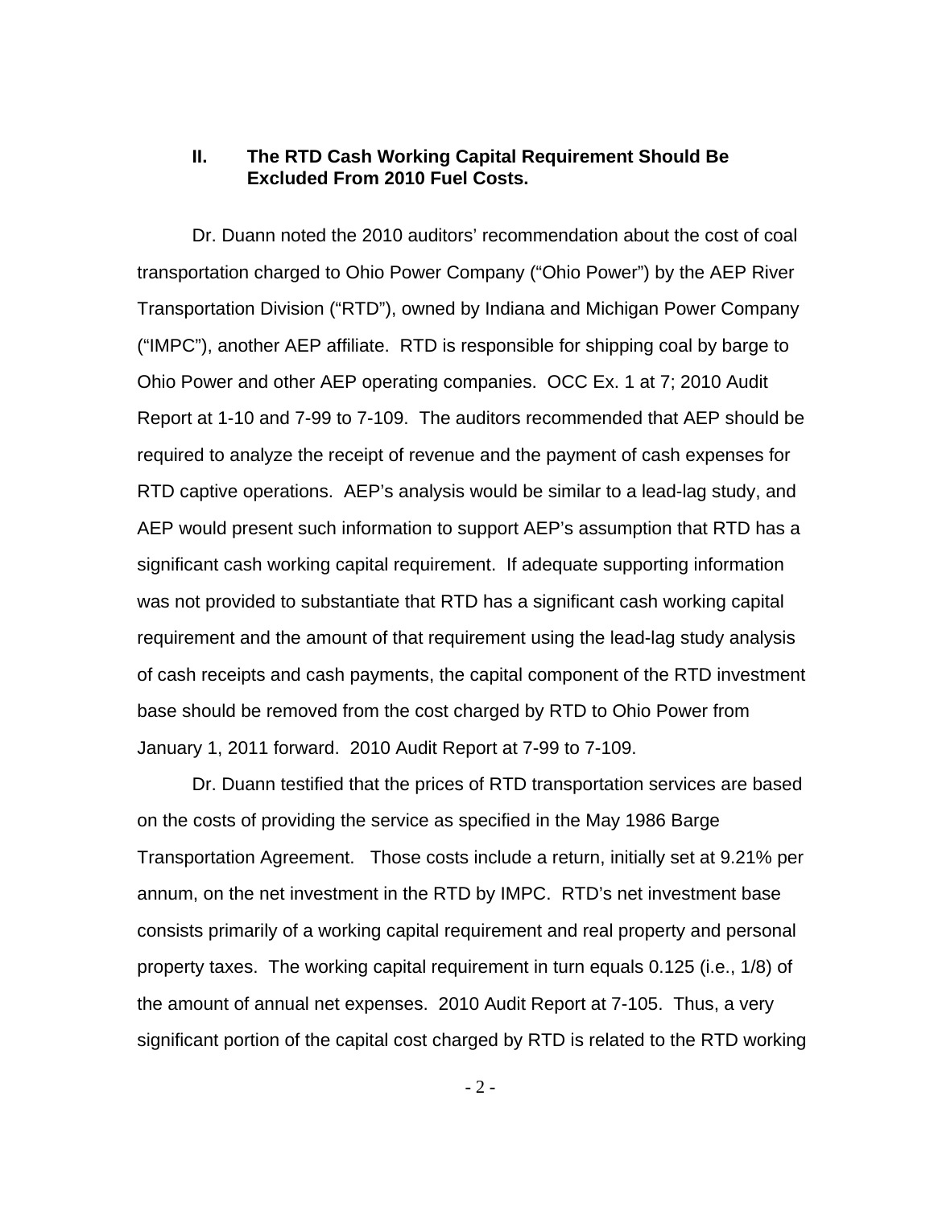## II. The RTD Cash Working Capital Requirement Should Be Excluded From 2010 Fuel Costs.

Dr. Duann noted the 2010 auditors' recommendation about the cost of coal transportation charged to Ohio Power Company ("Ohio Power") by the AEP River Transportation Division ("RTD"), owned by Indiana and Michigan Power Company ("IMPC"), another AEP affiliate. RTD is responsible for shipping coal by barge to Ohio Power and other AEP operating companies. OCC Ex. 1 at 7; 2010 Audit Report at 1-10 and 7-99 to 7-109. The auditors recommended that AEP should be required to analyze the receipt of revenue and the payment of cash expenses for RTD captive operations. AEP's analysis would be similar to a lead-lag study, and AEP would present such information to support AEP's assumption that RTD has a significant cash working capital requirement. If adequate supporting information was not provided to substantiate that RTD has a significant cash working capital requirement and the amount of that requirement using the lead-lag study analysis of cash receipts and cash payments, the capital component of the RTD investment base should be removed from the cost charged by RTD to Ohio Power from January 1, 2011 forward. 2010 Audit Report at 7-99 to 7-109.

Dr. Duann testified that the prices of RTD transportation services are based on the costs of providing the service as specified in the May 1986 Barge Transportation Agreement. Those costs include a return, initially set at 9.21% per annum, on the net investment in the RTD by IMPC. RTD's net investment base consists primarily of a working capital requirement and real property and personal property taxes. The working capital requirement in turn equals 0.125 (i.e., 1/8) of the amount of annual net expenses. 2010 Audit Report at 7-105. Thus, a very significant portion of the capital cost charged by RTD is related to the RTD working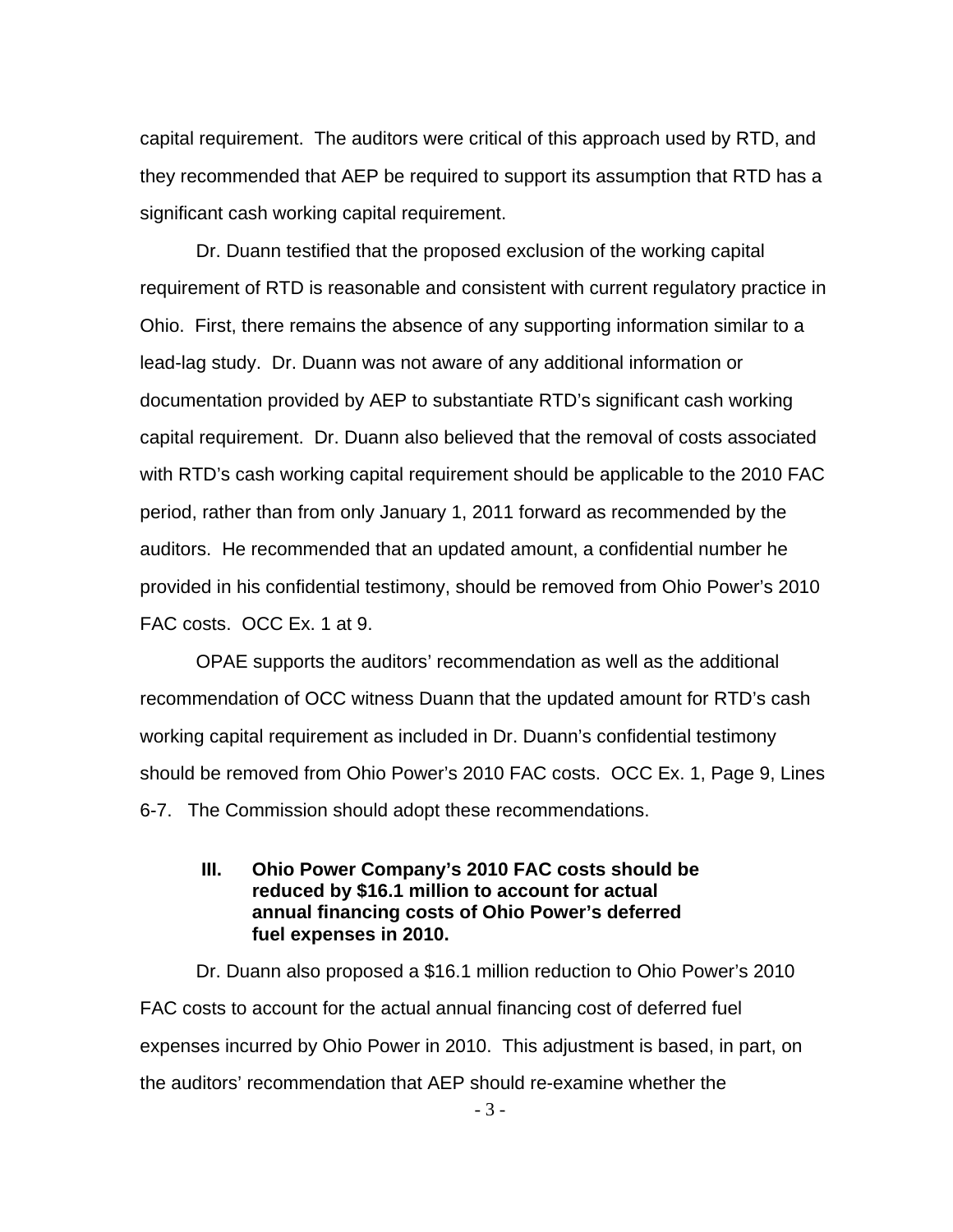capital requirement. The auditors were critical of this approach used by RTD, and they recommended that AEP be required to support its assumption that RTD has a significant cash working capital requirement.

Dr. Duann testified that the proposed exclusion of the working capital requirement of RTD is reasonable and consistent with current regulatory practice in Ohio. First, there remains the absence of any supporting information similar to a lead-lag study. Dr. Duann was not aware of any additional information or documentation provided by AEP to substantiate RTD's significant cash working capital requirement. Dr. Duann also believed that the removal of costs associated with RTD's cash working capital requirement should be applicable to the 2010 FAC period, rather than from only January 1, 2011 forward as recommended by the auditors. He recommended that an updated amount, a confidential number he provided in his confidential testimony, should be removed from Ohio Power's 2010 FAC costs. OCC Ex. 1 at 9.

OPAE supports the auditors' recommendation as well as the additional recommendation of OCC witness Duann that the updated amount for RTD's cash working capital requirement as included in Dr. Duann's confidential testimony should be removed from Ohio Power's 2010 FAC costs. OCC Ex. 1, Page 9, Lines 6-7. The Commission should adopt these recommendations.

## III. Ohio Power Company's 2010 FAC costs should be reduced by $16.1 million to account for actual annual financing costs of Ohio Power's deferred fuel expenses in 2010.

Dr. Duann also proposed a $16.1 million reduction to Ohio Power's 2010 FAC costs to account for the actual annual financing cost of deferred fuel expenses incurred by Ohio Power in 2010. This adjustment is based, in part, on the auditors' recommendation that AEP should re-examine whether the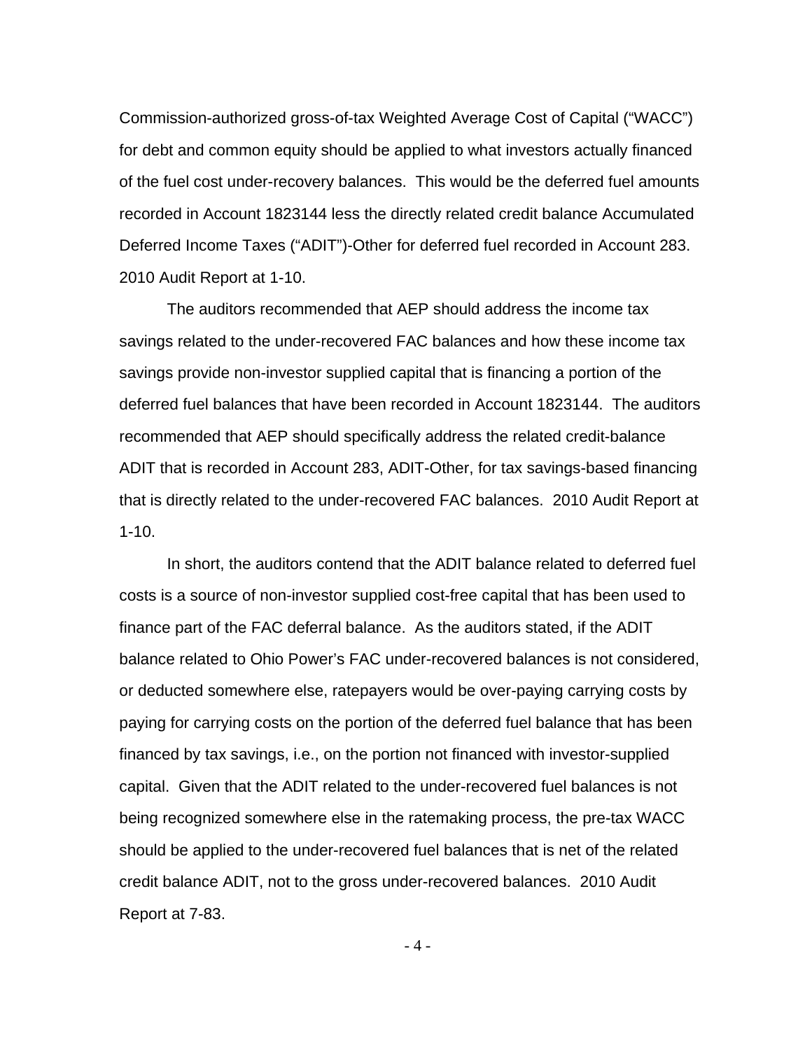Commission-authorized gross-of-tax Weighted Average Cost of Capital ("WACC") for debt and common equity should be applied to what investors actually financed of the fuel cost under-recovery balances. This would be the deferred fuel amounts recorded in Account 1823144 less the directly related credit balance Accumulated Deferred Income Taxes ("ADIT")-Other for deferred fuel recorded in Account 283. 2010 Audit Report at 1-10.

The auditors recommended that AEP should address the income tax savings related to the under-recovered FAC balances and how these income tax savings provide non-investor supplied capital that is financing a portion of the deferred fuel balances that have been recorded in Account 1823144. The auditors recommended that AEP should specifically address the related credit-balance ADIT that is recorded in Account 283, ADIT-Other, for tax savings-based financing that is directly related to the under-recovered FAC balances. 2010 Audit Report at 1-10.

In short, the auditors contend that the ADIT balance related to deferred fuel costs is a source of non-investor supplied cost-free capital that has been used to finance part of the FAC deferral balance. As the auditors stated, if the ADIT balance related to Ohio Power's FAC under-recovered balances is not considered, or deducted somewhere else, ratepayers would be over-paying carrying costs by paying for carrying costs on the portion of the deferred fuel balance that has been financed by tax savings, i.e., on the portion not financed with investor-supplied capital. Given that the ADIT related to the under-recovered fuel balances is not being recognized somewhere else in the ratemaking process, the pre-tax WACC should be applied to the under-recovered fuel balances that is net of the related credit balance ADIT, not to the gross under-recovered balances. 2010 Audit Report at 7-83.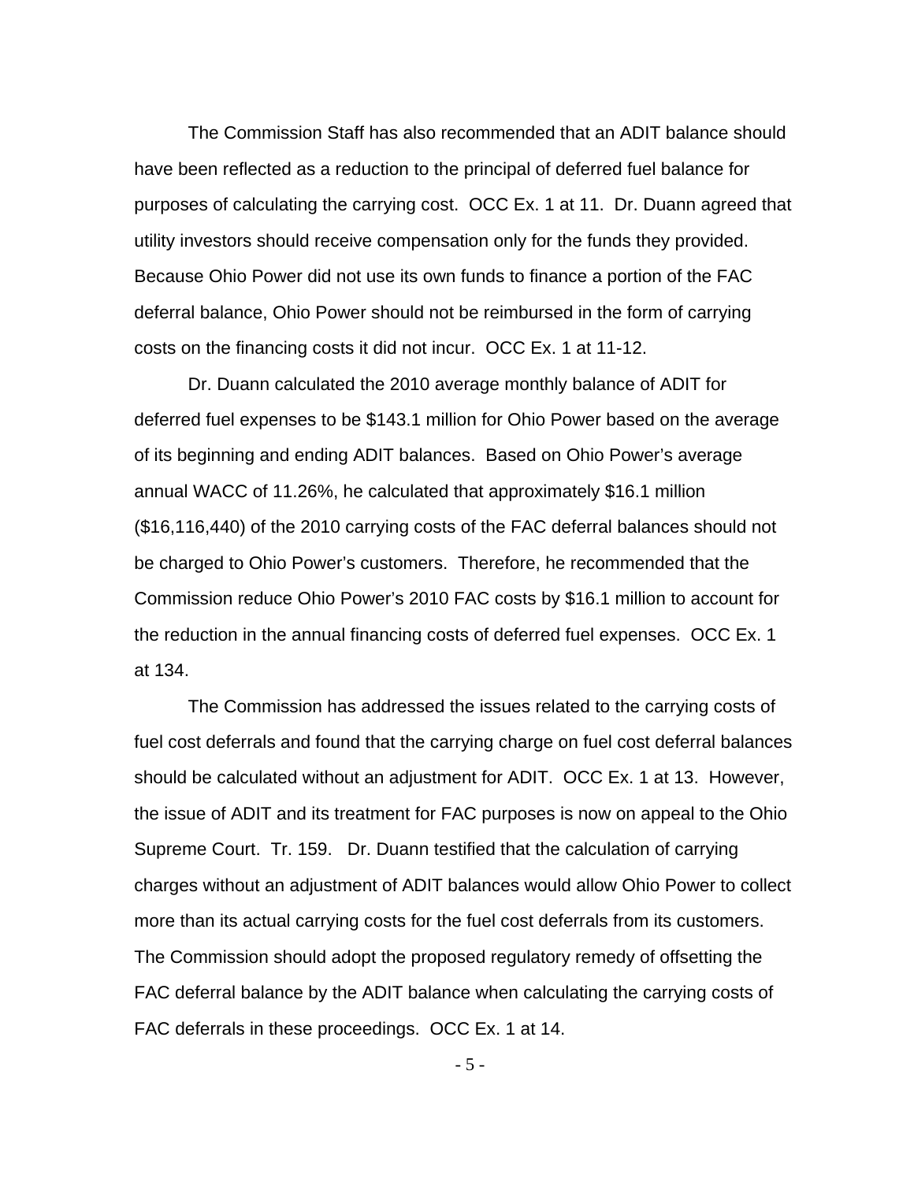The Commission Staff has also recommended that an ADIT balance should have been reflected as a reduction to the principal of deferred fuel balance for purposes of calculating the carrying cost. OCC Ex. 1 at 11. Dr. Duann agreed that utility investors should receive compensation only for the funds they provided. Because Ohio Power did not use its own funds to finance a portion of the FAC deferral balance, Ohio Power should not be reimbursed in the form of carrying costs on the financing costs it did not incur. OCC Ex. 1 at 11-12.

Dr. Duann calculated the 2010 average monthly balance of ADIT for deferred fuel expenses to be $143.1 million for Ohio Power based on the average of its beginning and ending ADIT balances. Based on Ohio Power's average annual WACC of 11.26%, he calculated that approximately $16.1 million ($16,116,440) of the 2010 carrying costs of the FAC deferral balances should not be charged to Ohio Power's customers. Therefore, he recommended that the Commission reduce Ohio Power's 2010 FAC costs by $16.1 million to account for the reduction in the annual financing costs of deferred fuel expenses. OCC Ex. 1 at 134.

The Commission has addressed the issues related to the carrying costs of fuel cost deferrals and found that the carrying charge on fuel cost deferral balances should be calculated without an adjustment for ADIT. OCC Ex. 1 at 13. However, the issue of ADIT and its treatment for FAC purposes is now on appeal to the Ohio Supreme Court. Tr. 159. Dr. Duann testified that the calculation of carrying charges without an adjustment of ADIT balances would allow Ohio Power to collect more than its actual carrying costs for the fuel cost deferrals from its customers. The Commission should adopt the proposed regulatory remedy of offsetting the FAC deferral balance by the ADIT balance when calculating the carrying costs of FAC deferrals in these proceedings. OCC Ex. 1 at 14.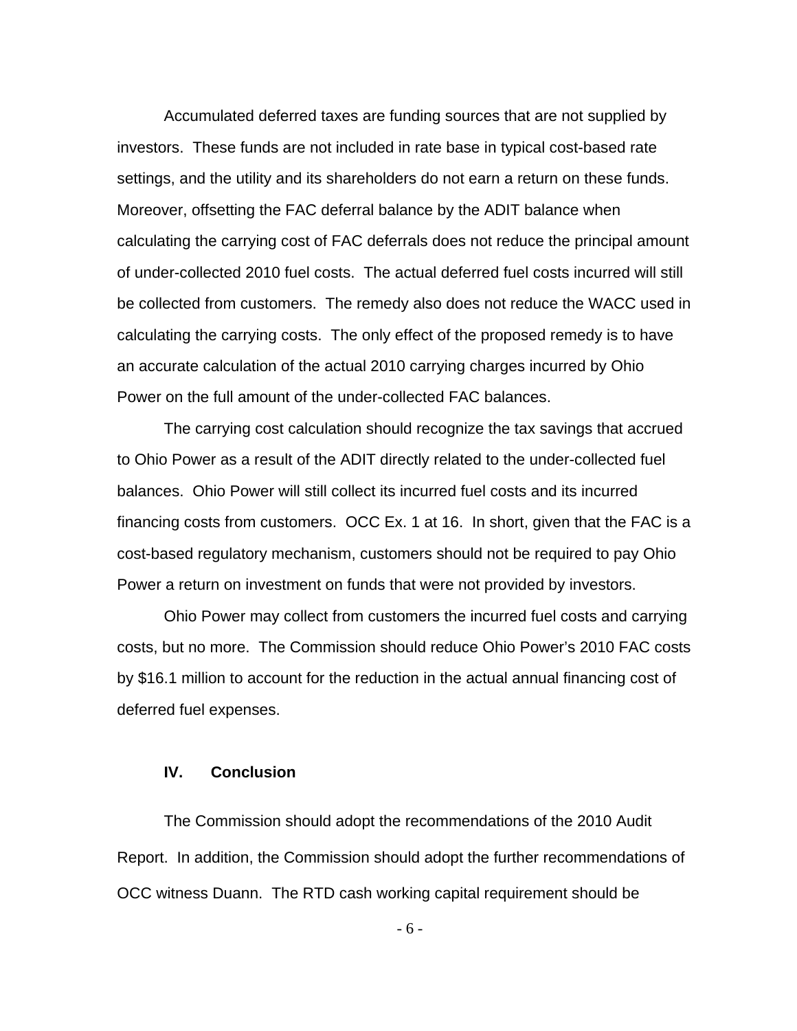Accumulated deferred taxes are funding sources that are not supplied by investors. These funds are not included in rate base in typical cost-based rate settings, and the utility and its shareholders do not earn a return on these funds. Moreover, offsetting the FAC deferral balance by the ADIT balance when calculating the carrying cost of FAC deferrals does not reduce the principal amount of under-collected 2010 fuel costs. The actual deferred fuel costs incurred will still be collected from customers. The remedy also does not reduce the WACC used in calculating the carrying costs. The only effect of the proposed remedy is to have an accurate calculation of the actual 2010 carrying charges incurred by Ohio Power on the full amount of the under-collected FAC balances.

The carrying cost calculation should recognize the tax savings that accrued to Ohio Power as a result of the ADIT directly related to the under-collected fuel balances. Ohio Power will still collect its incurred fuel costs and its incurred financing costs from customers. OCC Ex. 1 at 16. In short, given that the FAC is a cost-based regulatory mechanism, customers should not be required to pay Ohio Power a return on investment on funds that were not provided by investors.

Ohio Power may collect from customers the incurred fuel costs and carrying costs, but no more. The Commission should reduce Ohio Power's 2010 FAC costs by $16.1 million to account for the reduction in the actual annual financing cost of deferred fuel expenses.

## IV. Conclusion

The Commission should adopt the recommendations of the 2010 Audit Report. In addition, the Commission should adopt the further recommendations of OCC witness Duann. The RTD cash working capital requirement should be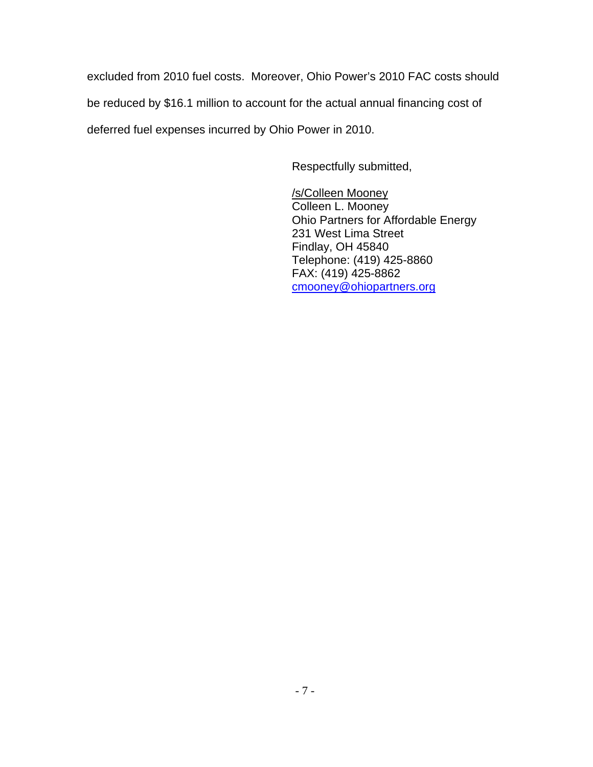excluded from 2010 fuel costs. Moreover, Ohio Power's 2010 FAC costs should be reduced by $16.1 million to account for the actual annual financing cost of deferred fuel expenses incurred by Ohio Power in 2010.

Respectfully submitted,

/s/Colleen Mooney
Colleen L. Mooney
Ohio Partners for Affordable Energy
231 West Lima Street
Findlay, OH 45840
Telephone: (419) 425-8860
FAX: (419) 425-8862
cmooney@ohiopartners.org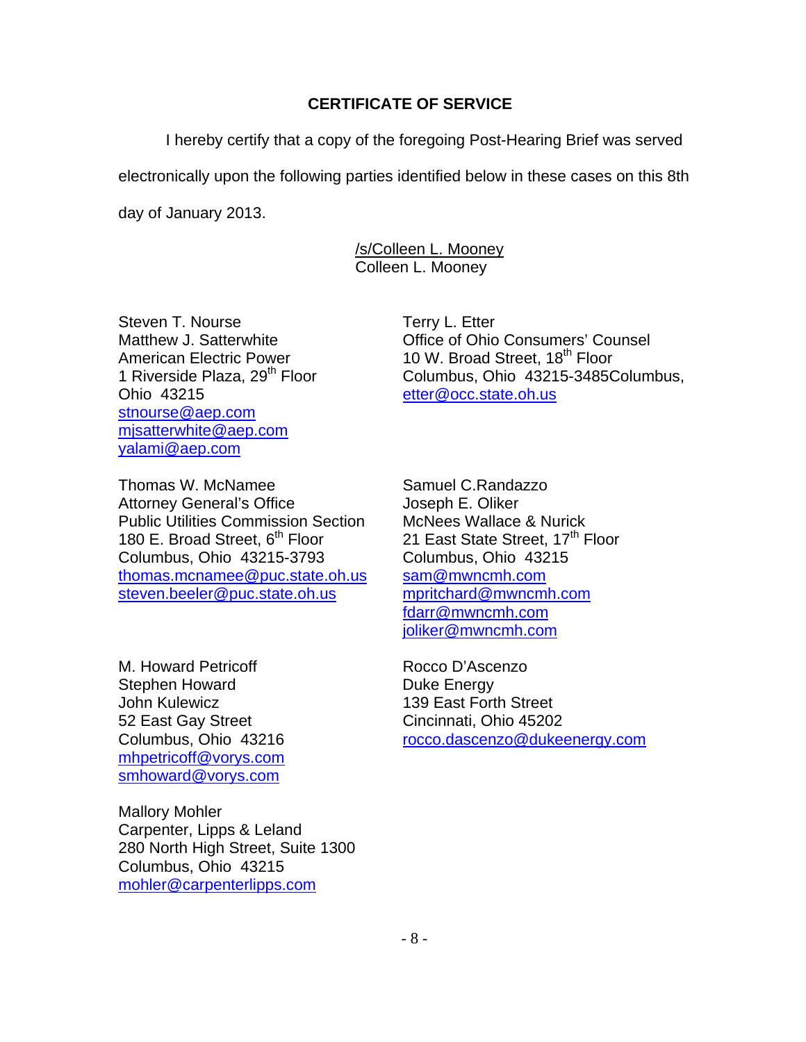**CERTIFICATE OF SERVICE**

I hereby certify that a copy of the foregoing Post-Hearing Brief was served electronically upon the following parties identified below in these cases on this 8th day of January 2013.

/s/Colleen L. Mooney
Colleen L. Mooney

Steven T. Nourse
Matthew J. Satterwhite
American Electric Power
1 Riverside Plaza, 29th Floor
Ohio 43215
stnourse@aep.com
mjsatterwhite@aep.com
yalami@aep.com

Terry L. Etter
Office of Ohio Consumers' Counsel
10 W. Broad Street, 18th Floor
Columbus, Ohio 43215-3485Columbus,
etter@occ.state.oh.us

Thomas W. McNamee
Attorney General's Office
Public Utilities Commission Section
180 E. Broad Street, 6th Floor
Columbus, Ohio 43215-3793
thomas.mcnamee@puc.state.oh.us
steven.beeler@puc.state.oh.us

Samuel C.Randazzo
Joseph E. Oliker
McNees Wallace & Nurick
21 East State Street, 17th Floor
Columbus, Ohio 43215
sam@mwncmh.com
mpritchard@mwncmh.com
fdarr@mwncmh.com
joliker@mwncmh.com

M. Howard Petricoff
Stephen Howard
John Kulewicz
52 East Gay Street
Columbus, Ohio 43216
mhpetricoff@vorys.com
smhoward@vorys.com

Rocco D'Ascenzo
Duke Energy
139 East Forth Street
Cincinnati, Ohio 45202
rocco.dascenzo@dukeenergy.com

Mallory Mohler
Carpenter, Lipps & Leland
280 North High Street, Suite 1300
Columbus, Ohio 43215
mohler@carpenterlipps.com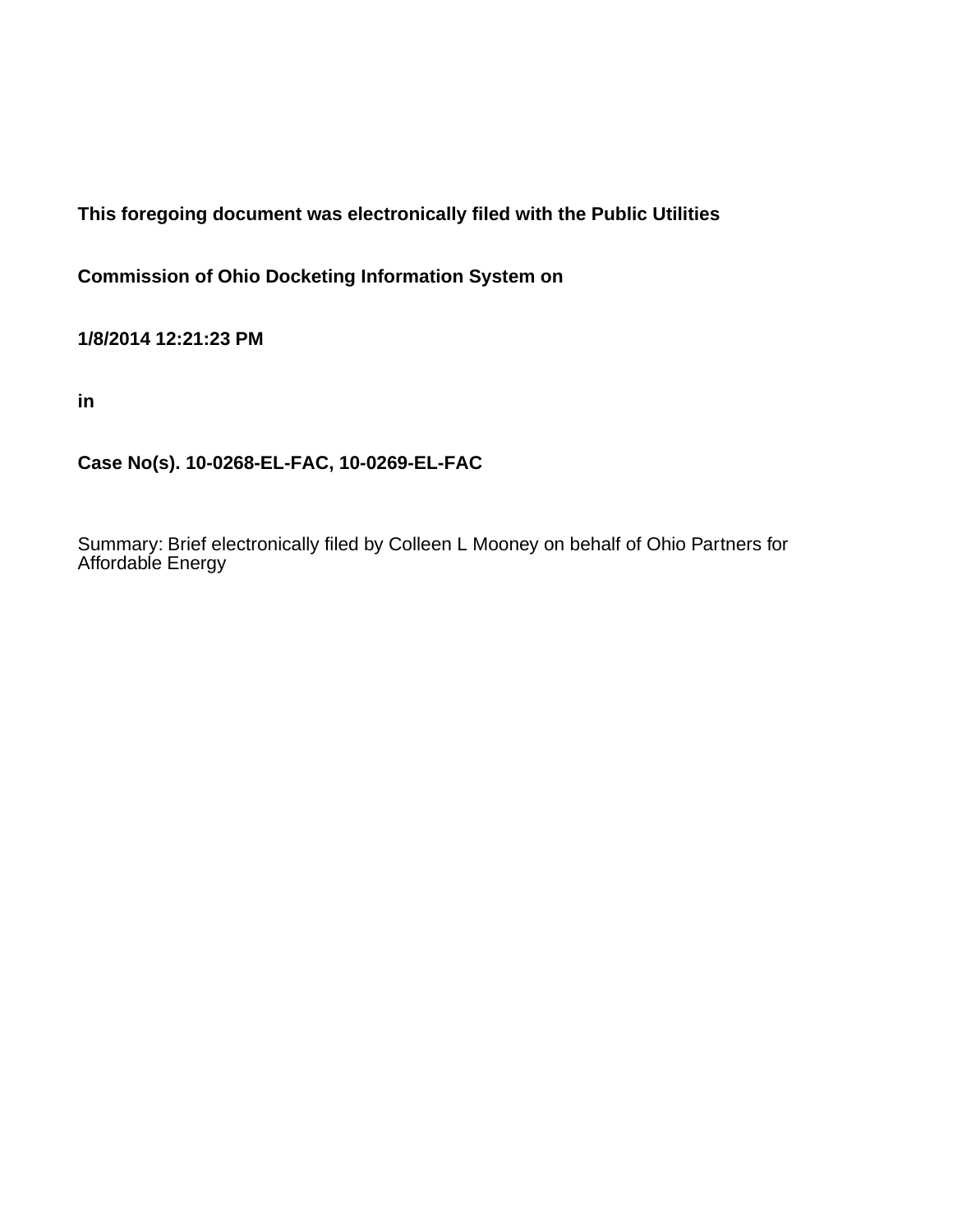**This foregoing document was electronically filed with the Public Utilities**

**Commission of Ohio Docketing Information System on**

**1/8/2014 12:21:23 PM**

**in**

**Case No(s). 10-0268-EL-FAC, 10-0269-EL-FAC**

Summary: Brief electronically filed by Colleen L Mooney on behalf of Ohio Partners for Affordable Energy